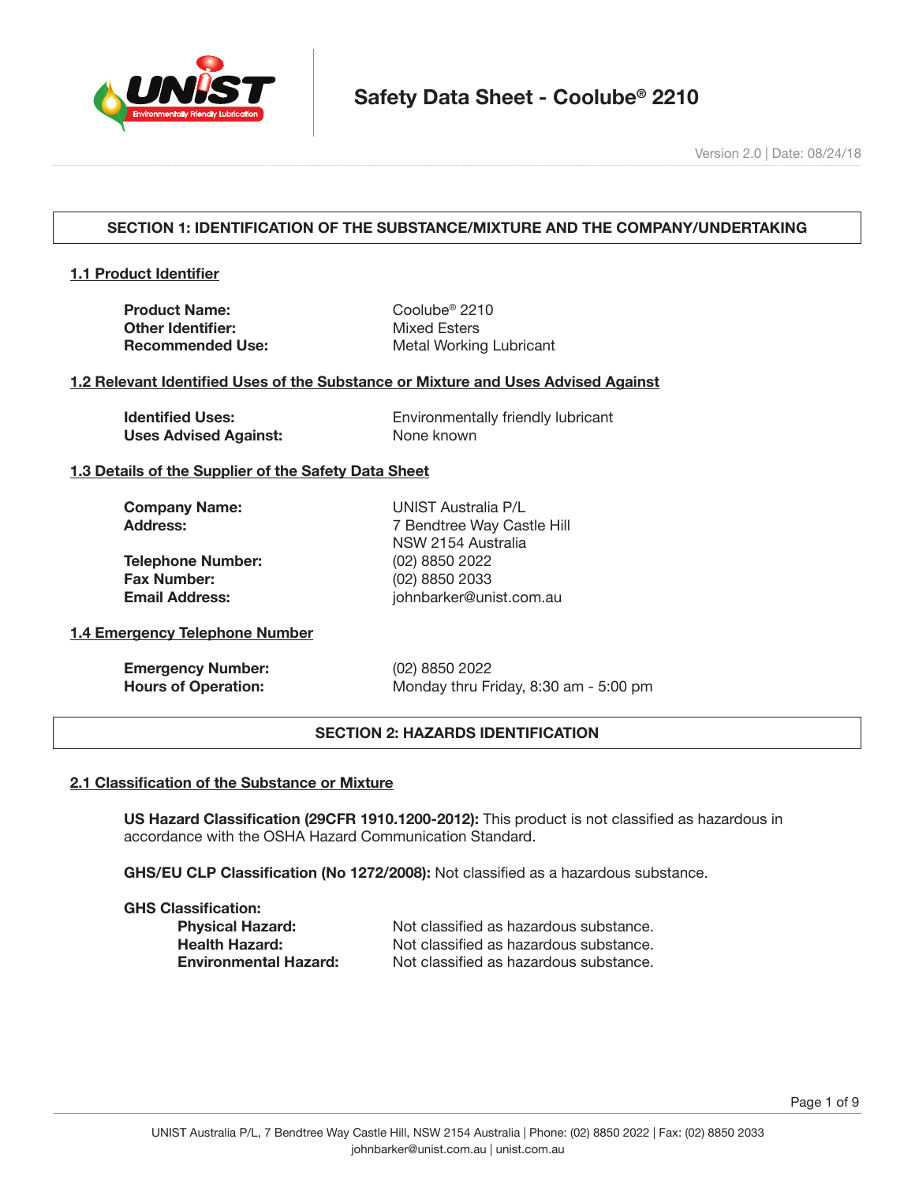# Safety Data Sheet - Coolube® 2210

Version 2.0 | Date: 08/24/18

## SECTION 1: IDENTIFICATION OF THE SUBSTANCE/MIXTURE AND THE COMPANY/UNDERTAKING

### 1.1 Product Identifier

| | |
|---|---|
| **Product Name:** | Coolube® 2210 |
| **Other Identifier:** | Mixed Esters |
| **Recommended Use:** | Metal Working Lubricant |

### 1.2 Relevant Identified Uses of the Substance or Mixture and Uses Advised Against

| | |
|---|---|
| **Identified Uses:** | Environmentally friendly lubricant |
| **Uses Advised Against:** | None known |

### 1.3 Details of the Supplier of the Safety Data Sheet

| | |
|---|---|
| **Company Name:** | UNIST Australia P/L |
| **Address:** | 7 Bendtree Way Castle Hill<br>NSW 2154 Australia |
| **Telephone Number:** | (02) 8850 2022 |
| **Fax Number:** | (02) 8850 2033 |
| **Email Address:** | johnbarker@unist.com.au |

### 1.4 Emergency Telephone Number

| | |
|---|---|
| **Emergency Number:** | (02) 8850 2022 |
| **Hours of Operation:** | Monday thru Friday, 8:30 am - 5:00 pm |

## SECTION 2: HAZARDS IDENTIFICATION

### 2.1 Classification of the Substance or Mixture

**US Hazard Classification (29CFR 1910.1200-2012):** This product is not classified as hazardous in accordance with the OSHA Hazard Communication Standard.

**GHS/EU CLP Classification (No 1272/2008):** Not classified as a hazardous substance.

**GHS Classification:**

| | |
|---|---|
| **Physical Hazard:** | Not classified as hazardous substance. |
| **Health Hazard:** | Not classified as hazardous substance. |
| **Environmental Hazard:** | Not classified as hazardous substance. |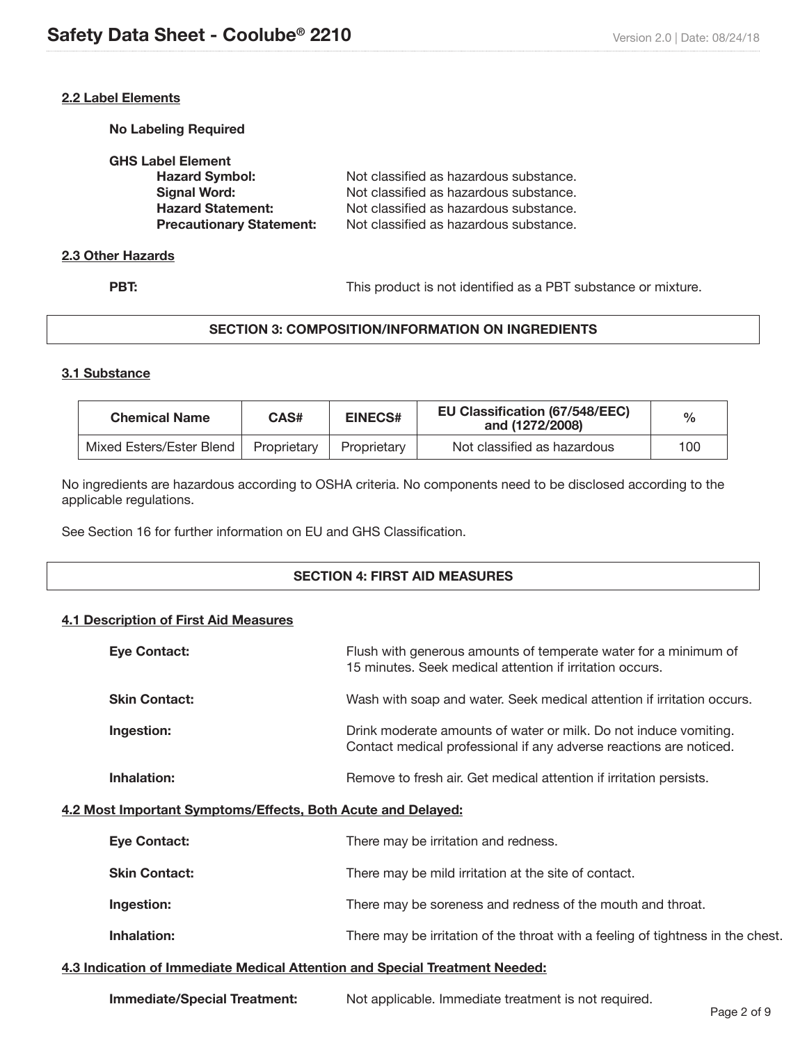### 2.2 Label Elements

**No Labeling Required**

**GHS Label Element**

| | |
|---|---|
| **Hazard Symbol:** | Not classified as hazardous substance. |
| **Signal Word:** | Not classified as hazardous substance. |
| **Hazard Statement:** | Not classified as hazardous substance. |
| **Precautionary Statement:** | Not classified as hazardous substance. |

### 2.3 Other Hazards

**PBT:** This product is not identified as a PBT substance or mixture.

## SECTION 3: COMPOSITION/INFORMATION ON INGREDIENTS

### 3.1 Substance

| Chemical Name | CAS# | EINECS# | EU Classification (67/548/EEC) and (1272/2008) | % |
|---|---|---|---|---|
| Mixed Esters/Ester Blend | Proprietary | Proprietary | Not classified as hazardous | 100 |

No ingredients are hazardous according to OSHA criteria. No components need to be disclosed according to the applicable regulations.

See Section 16 for further information on EU and GHS Classification.

## SECTION 4: FIRST AID MEASURES

### 4.1 Description of First Aid Measures

**Eye Contact:** Flush with generous amounts of temperate water for a minimum of 15 minutes. Seek medical attention if irritation occurs.

**Skin Contact:** Wash with soap and water. Seek medical attention if irritation occurs.

**Ingestion:** Drink moderate amounts of water or milk. Do not induce vomiting. Contact medical professional if any adverse reactions are noticed.

**Inhalation:** Remove to fresh air. Get medical attention if irritation persists.

### 4.2 Most Important Symptoms/Effects, Both Acute and Delayed:

**Eye Contact:** There may be irritation and redness.

**Skin Contact:** There may be mild irritation at the site of contact.

**Ingestion:** There may be soreness and redness of the mouth and throat.

**Inhalation:** There may be irritation of the throat with a feeling of tightness in the chest.

### 4.3 Indication of Immediate Medical Attention and Special Treatment Needed:

**Immediate/Special Treatment:** Not applicable. Immediate treatment is not required.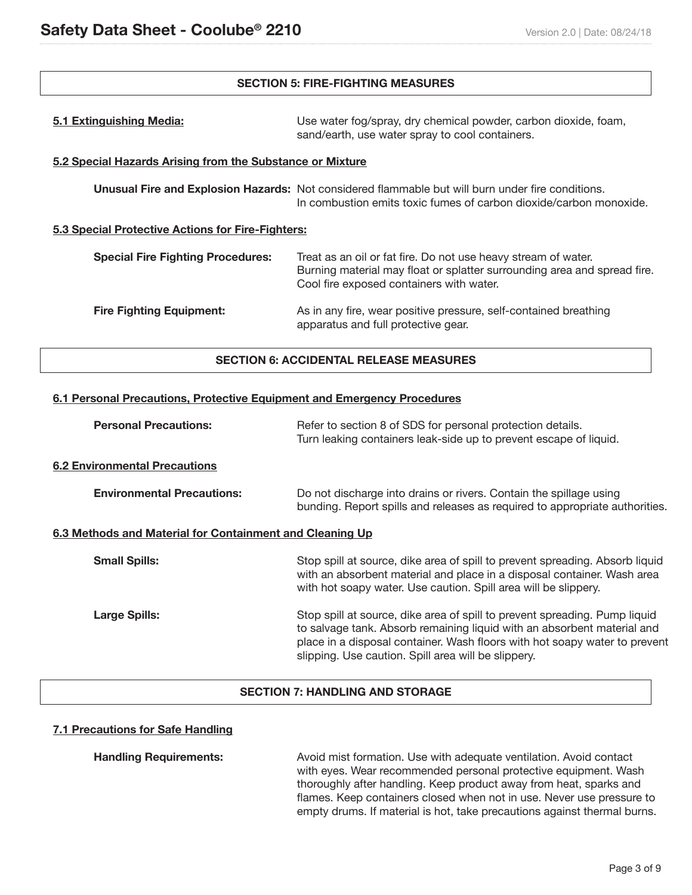## SECTION 5: FIRE-FIGHTING MEASURES

**5.1 Extinguishing Media:** Use water fog/spray, dry chemical powder, carbon dioxide, foam, sand/earth, use water spray to cool containers.

**5.2 Special Hazards Arising from the Substance or Mixture**

**Unusual Fire and Explosion Hazards:** Not considered flammable but will burn under fire conditions. In combustion emits toxic fumes of carbon dioxide/carbon monoxide.

**5.3 Special Protective Actions for Fire-Fighters:**

**Special Fire Fighting Procedures:** Treat as an oil or fat fire. Do not use heavy stream of water. Burning material may float or splatter surrounding area and spread fire. Cool fire exposed containers with water.

**Fire Fighting Equipment:** As in any fire, wear positive pressure, self-contained breathing apparatus and full protective gear.

## SECTION 6: ACCIDENTAL RELEASE MEASURES

**6.1 Personal Precautions, Protective Equipment and Emergency Procedures**

**Personal Precautions:** Refer to section 8 of SDS for personal protection details. Turn leaking containers leak-side up to prevent escape of liquid.

**6.2 Environmental Precautions**

**Environmental Precautions:** Do not discharge into drains or rivers. Contain the spillage using bunding. Report spills and releases as required to appropriate authorities.

**6.3 Methods and Material for Containment and Cleaning Up**

**Small Spills:** Stop spill at source, dike area of spill to prevent spreading. Absorb liquid with an absorbent material and place in a disposal container. Wash area with hot soapy water. Use caution. Spill area will be slippery.

**Large Spills:** Stop spill at source, dike area of spill to prevent spreading. Pump liquid to salvage tank. Absorb remaining liquid with an absorbent material and place in a disposal container. Wash floors with hot soapy water to prevent slipping. Use caution. Spill area will be slippery.

## SECTION 7: HANDLING AND STORAGE

**7.1 Precautions for Safe Handling**

**Handling Requirements:** Avoid mist formation. Use with adequate ventilation. Avoid contact with eyes. Wear recommended personal protective equipment. Wash thoroughly after handling. Keep product away from heat, sparks and flames. Keep containers closed when not in use. Never use pressure to empty drums. If material is hot, take precautions against thermal burns.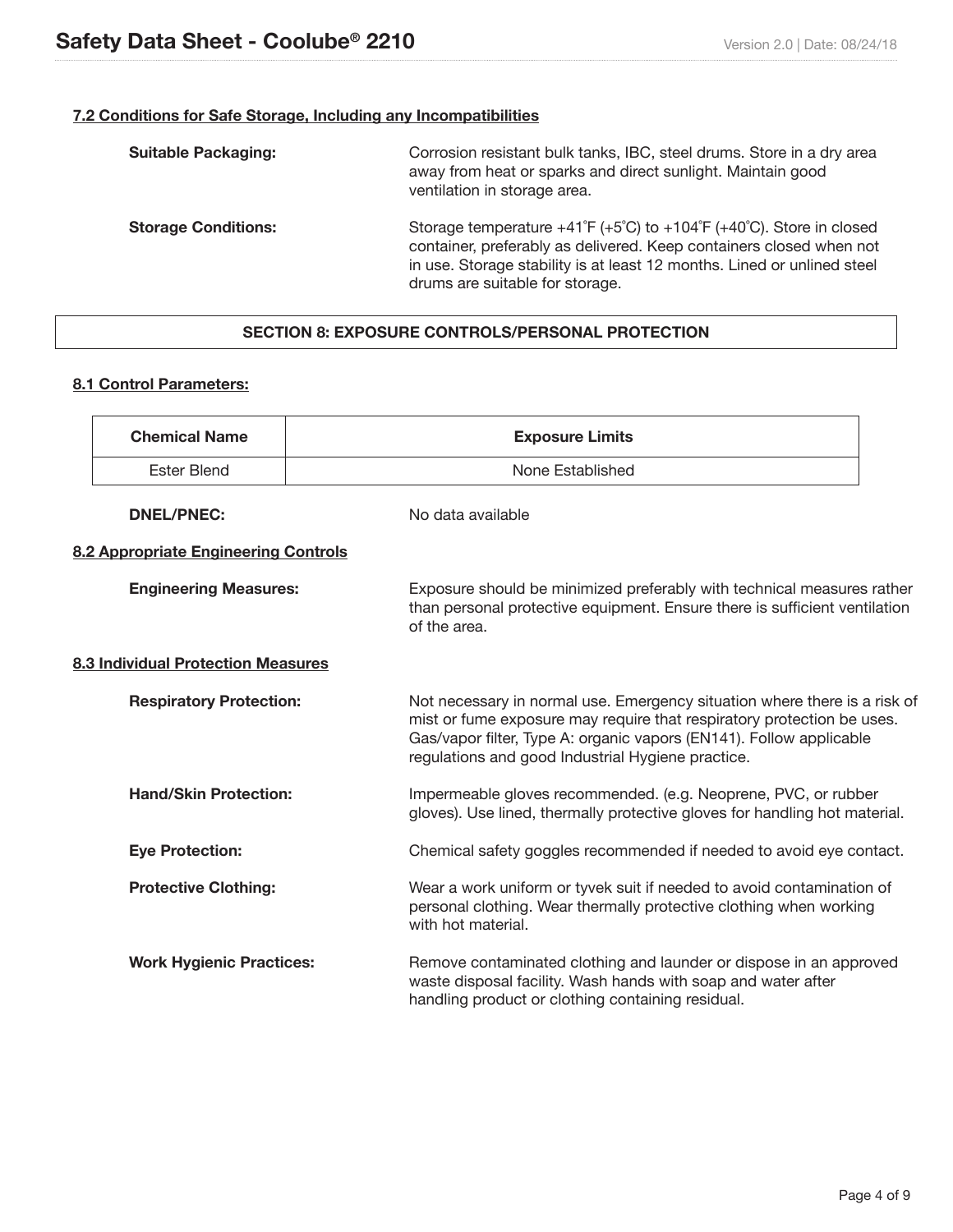### 7.2 Conditions for Safe Storage, Including any Incompatibilities

**Suitable Packaging:** Corrosion resistant bulk tanks, IBC, steel drums. Store in a dry area away from heat or sparks and direct sunlight. Maintain good ventilation in storage area.

**Storage Conditions:** Storage temperature +41˚F (+5˚C) to +104˚F (+40˚C). Store in closed container, preferably as delivered. Keep containers closed when not in use. Storage stability is at least 12 months. Lined or unlined steel drums are suitable for storage.

## SECTION 8: EXPOSURE CONTROLS/PERSONAL PROTECTION

### 8.1 Control Parameters:

| Chemical Name | Exposure Limits |
| --- | --- |
| Ester Blend | None Established |

**DNEL/PNEC:** No data available

### 8.2 Appropriate Engineering Controls

**Engineering Measures:** Exposure should be minimized preferably with technical measures rather than personal protective equipment. Ensure there is sufficient ventilation of the area.

### 8.3 Individual Protection Measures

**Respiratory Protection:** Not necessary in normal use. Emergency situation where there is a risk of mist or fume exposure may require that respiratory protection be uses. Gas/vapor filter, Type A: organic vapors (EN141). Follow applicable regulations and good Industrial Hygiene practice.

**Hand/Skin Protection:** Impermeable gloves recommended. (e.g. Neoprene, PVC, or rubber gloves). Use lined, thermally protective gloves for handling hot material.

**Eye Protection:** Chemical safety goggles recommended if needed to avoid eye contact.

**Protective Clothing:** Wear a work uniform or tyvek suit if needed to avoid contamination of personal clothing. Wear thermally protective clothing when working with hot material.

**Work Hygienic Practices:** Remove contaminated clothing and launder or dispose in an approved waste disposal facility. Wash hands with soap and water after handling product or clothing containing residual.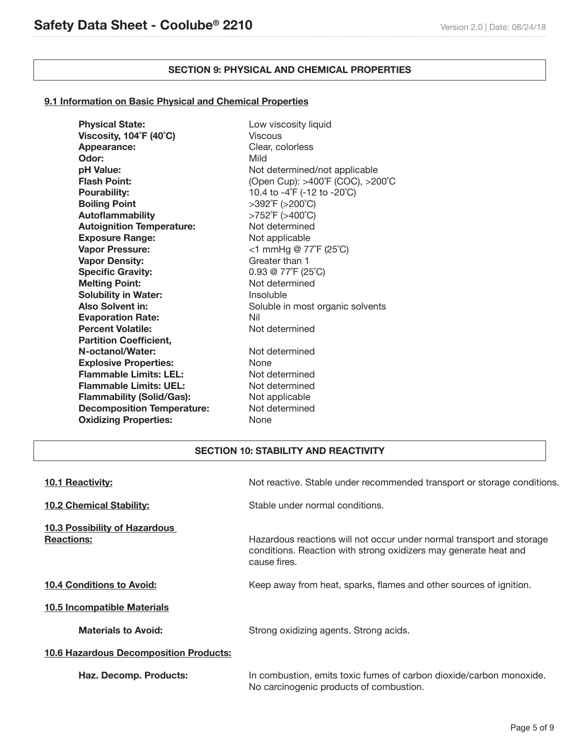## SECTION 9: PHYSICAL AND CHEMICAL PROPERTIES

### 9.1 Information on Basic Physical and Chemical Properties

| Property | Value |
|---|---|
| **Physical State:** | Low viscosity liquid |
| **Viscosity, 104˚F (40˚C)** | Viscous |
| **Appearance:** | Clear, colorless |
| **Odor:** | Mild |
| **pH Value:** | Not determined/not applicable |
| **Flash Point:** | (Open Cup): >400˚F (COC), >200˚C |
| **Pourability:** | 10.4 to -4˚F (-12 to -20˚C) |
| **Boiling Point** | >392˚F (>200˚C) |
| **Autoflammability** | >752˚F (>400˚C) |
| **Autoignition Temperature:** | Not determined |
| **Exposure Range:** | Not applicable |
| **Vapor Pressure:** | <1 mmHg @ 77˚F (25˚C) |
| **Vapor Density:** | Greater than 1 |
| **Specific Gravity:** | 0.93 @ 77˚F (25˚C) |
| **Melting Point:** | Not determined |
| **Solubility in Water:** | Insoluble |
| **Also Solvent in:** | Soluble in most organic solvents |
| **Evaporation Rate:** | Nil |
| **Percent Volatile:** | Not determined |
| **Partition Coefficient, N-octanol/Water:** | Not determined |
| **Explosive Properties:** | None |
| **Flammable Limits: LEL:** | Not determined |
| **Flammable Limits: UEL:** | Not determined |
| **Flammability (Solid/Gas):** | Not applicable |
| **Decomposition Temperature:** | Not determined |
| **Oxidizing Properties:** | None |

## SECTION 10: STABILITY AND REACTIVITY

**10.1 Reactivity:** Not reactive. Stable under recommended transport or storage conditions.

**10.2 Chemical Stability:** Stable under normal conditions.

**10.3 Possibility of Hazardous Reactions:** Hazardous reactions will not occur under normal transport and storage conditions. Reaction with strong oxidizers may generate heat and cause fires.

**10.4 Conditions to Avoid:** Keep away from heat, sparks, flames and other sources of ignition.

**10.5 Incompatible Materials**

**Materials to Avoid:** Strong oxidizing agents. Strong acids.

**10.6 Hazardous Decomposition Products:**

**Haz. Decomp. Products:** In combustion, emits toxic fumes of carbon dioxide/carbon monoxide. No carcinogenic products of combustion.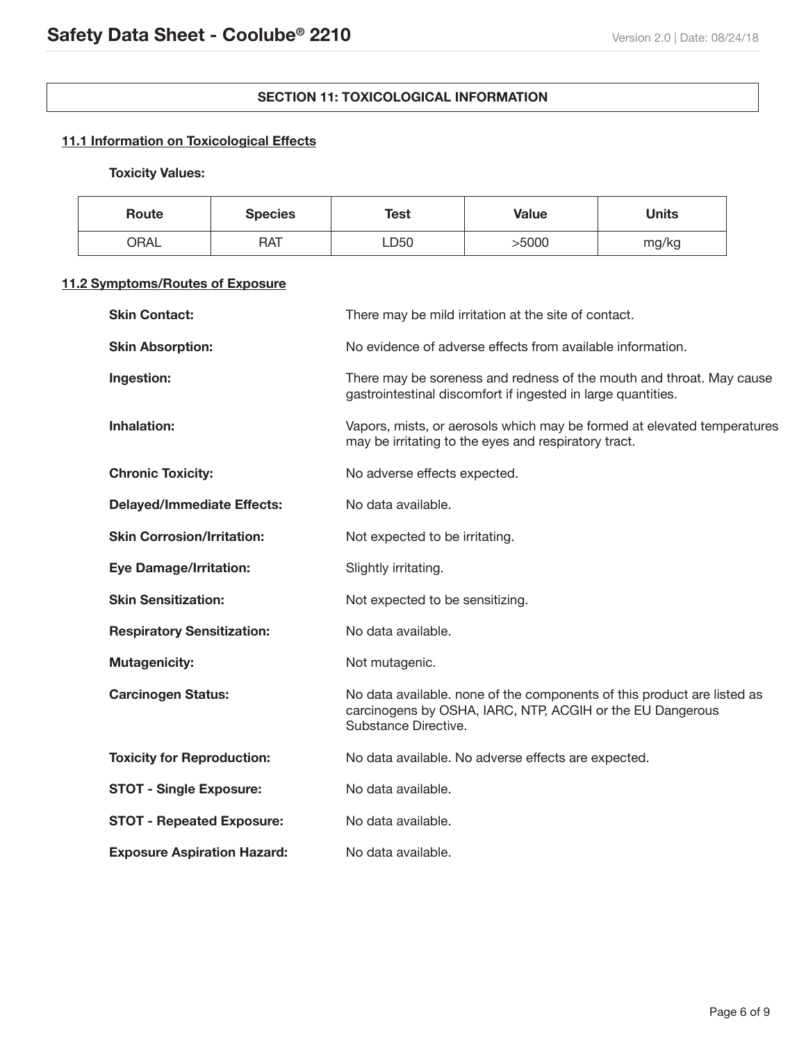## SECTION 11: TOXICOLOGICAL INFORMATION

### 11.1 Information on Toxicological Effects

**Toxicity Values:**

| Route | Species | Test | Value | Units |
|---|---|---|---|---|
| ORAL | RAT | LD50 | >5000 | mg/kg |

### 11.2 Symptoms/Routes of Exposure

**Skin Contact:** There may be mild irritation at the site of contact.

**Skin Absorption:** No evidence of adverse effects from available information.

**Ingestion:** There may be soreness and redness of the mouth and throat. May cause gastrointestinal discomfort if ingested in large quantities.

**Inhalation:** Vapors, mists, or aerosols which may be formed at elevated temperatures may be irritating to the eyes and respiratory tract.

**Chronic Toxicity:** No adverse effects expected.

**Delayed/Immediate Effects:** No data available.

**Skin Corrosion/Irritation:** Not expected to be irritating.

**Eye Damage/Irritation:** Slightly irritating.

**Skin Sensitization:** Not expected to be sensitizing.

**Respiratory Sensitization:** No data available.

**Mutagenicity:** Not mutagenic.

**Carcinogen Status:** No data available. none of the components of this product are listed as carcinogens by OSHA, IARC, NTP, ACGIH or the EU Dangerous Substance Directive.

**Toxicity for Reproduction:** No data available. No adverse effects are expected.

**STOT - Single Exposure:** No data available.

**STOT - Repeated Exposure:** No data available.

**Exposure Aspiration Hazard:** No data available.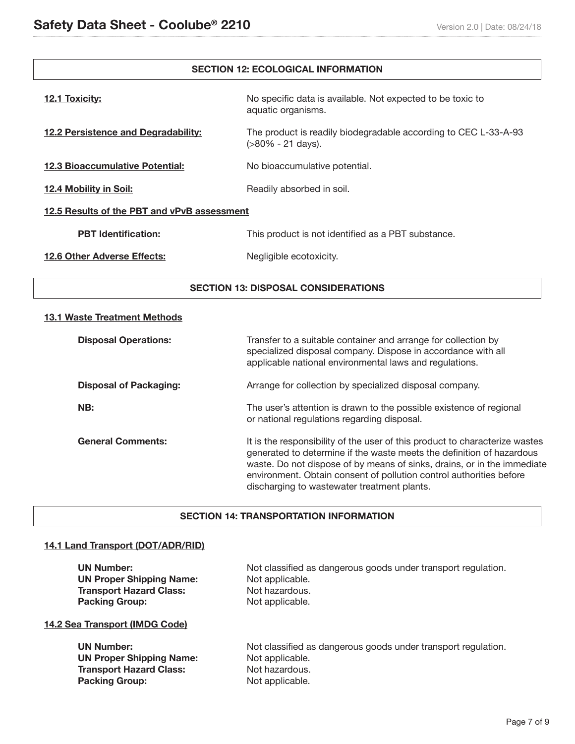## SECTION 12: ECOLOGICAL INFORMATION

**12.1 Toxicity:** No specific data is available. Not expected to be toxic to aquatic organisms.

**12.2 Persistence and Degradability:** The product is readily biodegradable according to CEC L-33-A-93 (>80% - 21 days).

**12.3 Bioaccumulative Potential:** No bioaccumulative potential.

**12.4 Mobility in Soil:** Readily absorbed in soil.

**12.5 Results of the PBT and vPvB assessment**

**PBT Identification:** This product is not identified as a PBT substance.

**12.6 Other Adverse Effects:** Negligible ecotoxicity.

## SECTION 13: DISPOSAL CONSIDERATIONS

**13.1 Waste Treatment Methods**

**Disposal Operations:** Transfer to a suitable container and arrange for collection by specialized disposal company. Dispose in accordance with all applicable national environmental laws and regulations.

**Disposal of Packaging:** Arrange for collection by specialized disposal company.

**NB:** The user's attention is drawn to the possible existence of regional or national regulations regarding disposal.

**General Comments:** It is the responsibility of the user of this product to characterize wastes generated to determine if the waste meets the definition of hazardous waste. Do not dispose of by means of sinks, drains, or in the immediate environment. Obtain consent of pollution control authorities before discharging to wastewater treatment plants.

## SECTION 14: TRANSPORTATION INFORMATION

**14.1 Land Transport (DOT/ADR/RID)**

**UN Number:** Not classified as dangerous goods under transport regulation.
**UN Proper Shipping Name:** Not applicable.
**Transport Hazard Class:** Not hazardous.
**Packing Group:** Not applicable.

**14.2 Sea Transport (IMDG Code)**

**UN Number:** Not classified as dangerous goods under transport regulation.
**UN Proper Shipping Name:** Not applicable.
**Transport Hazard Class:** Not hazardous.
**Packing Group:** Not applicable.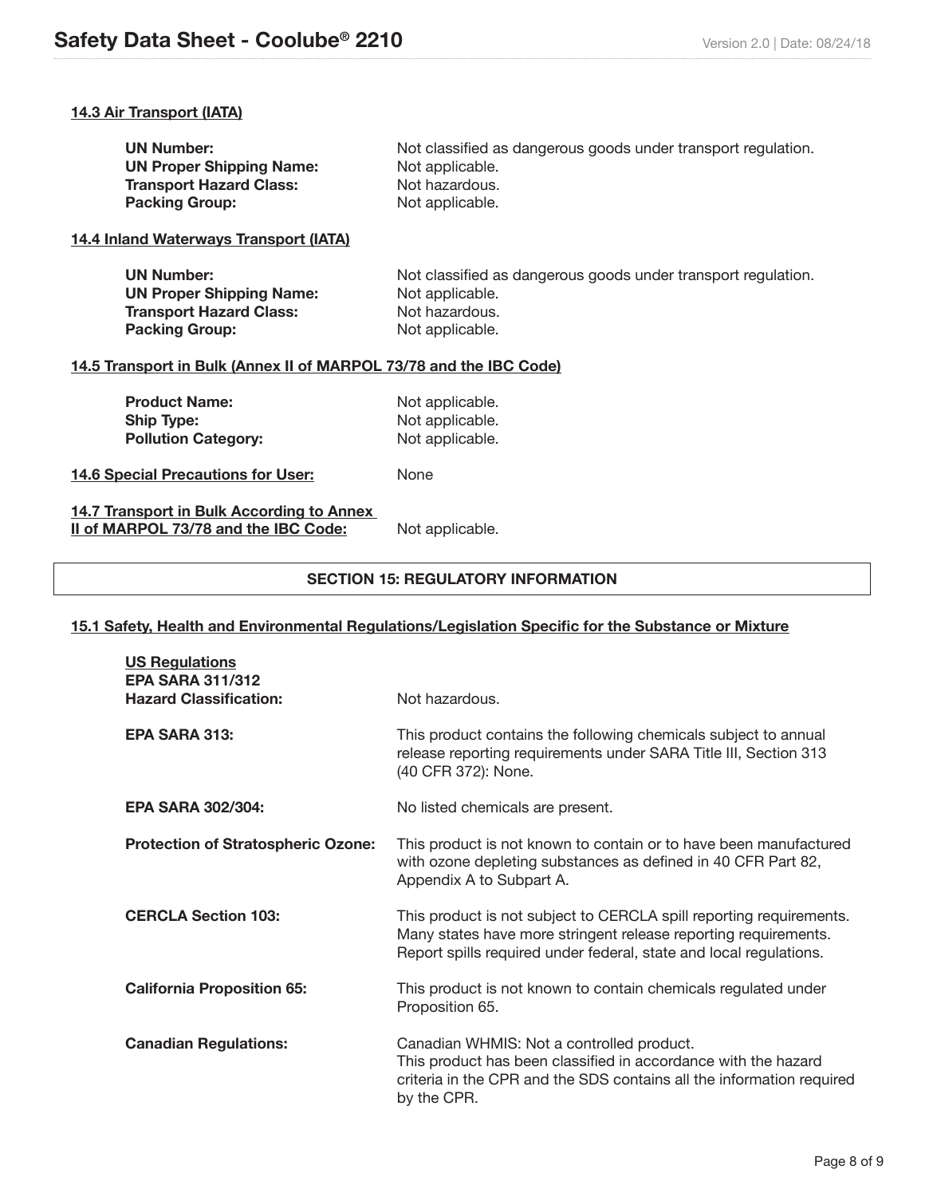#### 14.3 Air Transport (IATA)

**UN Number:** Not classified as dangerous goods under transport regulation.
**UN Proper Shipping Name:** Not applicable.
**Transport Hazard Class:** Not hazardous.
**Packing Group:** Not applicable.

#### 14.4 Inland Waterways Transport (IATA)

**UN Number:** Not classified as dangerous goods under transport regulation.
**UN Proper Shipping Name:** Not applicable.
**Transport Hazard Class:** Not hazardous.
**Packing Group:** Not applicable.

#### 14.5 Transport in Bulk (Annex II of MARPOL 73/78 and the IBC Code)

**Product Name:** Not applicable.
**Ship Type:** Not applicable.
**Pollution Category:** Not applicable.

**14.6 Special Precautions for User:** None

**14.7 Transport in Bulk According to Annex II of MARPOL 73/78 and the IBC Code:** Not applicable.

## SECTION 15: REGULATORY INFORMATION

#### 15.1 Safety, Health and Environmental Regulations/Legislation Specific for the Substance or Mixture

**US Regulations**

**EPA SARA 311/312 Hazard Classification:** Not hazardous.

**EPA SARA 313:** This product contains the following chemicals subject to annual release reporting requirements under SARA Title III, Section 313 (40 CFR 372): None.

**EPA SARA 302/304:** No listed chemicals are present.

**Protection of Stratospheric Ozone:** This product is not known to contain or to have been manufactured with ozone depleting substances as defined in 40 CFR Part 82, Appendix A to Subpart A.

**CERCLA Section 103:** This product is not subject to CERCLA spill reporting requirements. Many states have more stringent release reporting requirements. Report spills required under federal, state and local regulations.

**California Proposition 65:** This product is not known to contain chemicals regulated under Proposition 65.

**Canadian Regulations:** Canadian WHMIS: Not a controlled product.
This product has been classified in accordance with the hazard criteria in the CPR and the SDS contains all the information required by the CPR.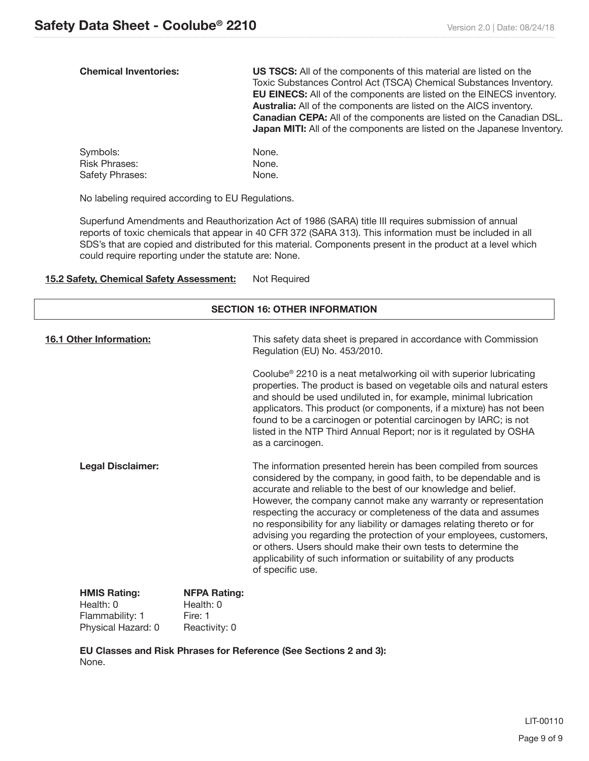**Chemical Inventories:**

**US TSCS:** All of the components of this material are listed on the Toxic Substances Control Act (TSCA) Chemical Substances Inventory.
**EU EINECS:** All of the components are listed on the EINECS inventory.
**Australia:** All of the components are listed on the AICS inventory.
**Canadian CEPA:** All of the components are listed on the Canadian DSL.
**Japan MITI:** All of the components are listed on the Japanese Inventory.

| | |
|---|---|
| Symbols: | None. |
| Risk Phrases: | None. |
| Safety Phrases: | None. |

No labeling required according to EU Regulations.

Superfund Amendments and Reauthorization Act of 1986 (SARA) title III requires submission of annual reports of toxic chemicals that appear in 40 CFR 372 (SARA 313). This information must be included in all SDS's that are copied and distributed for this material. Components present in the product at a level which could require reporting under the statute are: None.

**15.2 Safety, Chemical Safety Assessment:** Not Required

## SECTION 16: OTHER INFORMATION

**16.1 Other Information:**

This safety data sheet is prepared in accordance with Commission Regulation (EU) No. 453/2010.

Coolube® 2210 is a neat metalworking oil with superior lubricating properties. The product is based on vegetable oils and natural esters and should be used undiluted in, for example, minimal lubrication applicators. This product (or components, if a mixture) has not been found to be a carcinogen or potential carcinogen by IARC; is not listed in the NTP Third Annual Report; nor is it regulated by OSHA as a carcinogen.

**Legal Disclaimer:**

The information presented herein has been compiled from sources considered by the company, in good faith, to be dependable and is accurate and reliable to the best of our knowledge and belief. However, the company cannot make any warranty or representation respecting the accuracy or completeness of the data and assumes no responsibility for any liability or damages relating thereto or for advising you regarding the protection of your employees, customers, or others. Users should make their own tests to determine the applicability of such information or suitability of any products of specific use.

| HMIS Rating: | NFPA Rating: |
|---|---|
| Health: 0 | Health: 0 |
| Flammability: 1 | Fire: 1 |
| Physical Hazard: 0 | Reactivity: 0 |

**EU Classes and Risk Phrases for Reference (See Sections 2 and 3):**
None.

LIT-00110